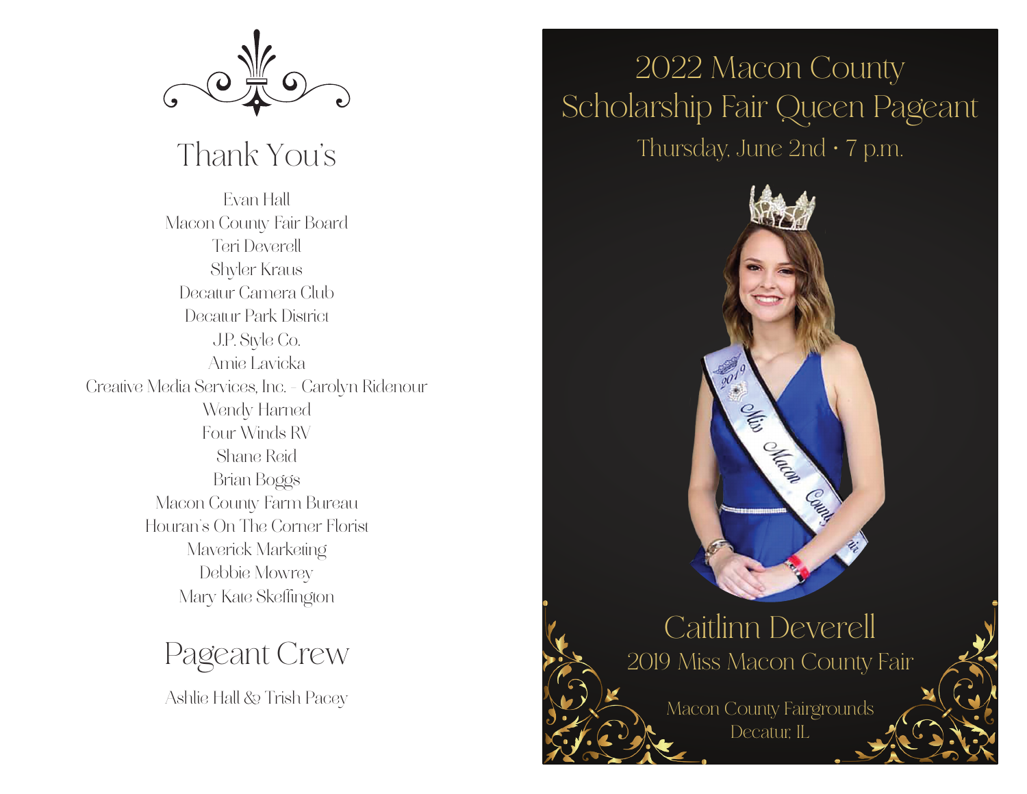## Thank You's

Evan Hall
Macon County Fair Board
Teri Deverell
Shyler Kraus
Decatur Camera Club
Decatur Park District
J.P. Style Co.
Amie Lavicka
Creative Media Services, Inc. - Carolyn Ridenour
Wendy Harned
Four Winds RV
Shane Reid
Brian Boggs
Macon County Farm Bureau
Houran's On The Corner Florist
Maverick Marketing
Debbie Mowrey
Mary Kate Skeffington

## Pageant Crew

Ashlie Hall & Trish Pacey

# 2022 Macon County Scholarship Fair Queen Pageant

Thursday, June 2nd • 7 p.m.

## Caitlinn Deverell

2019 Miss Macon County Fair

Macon County Fairgrounds
Decatur, IL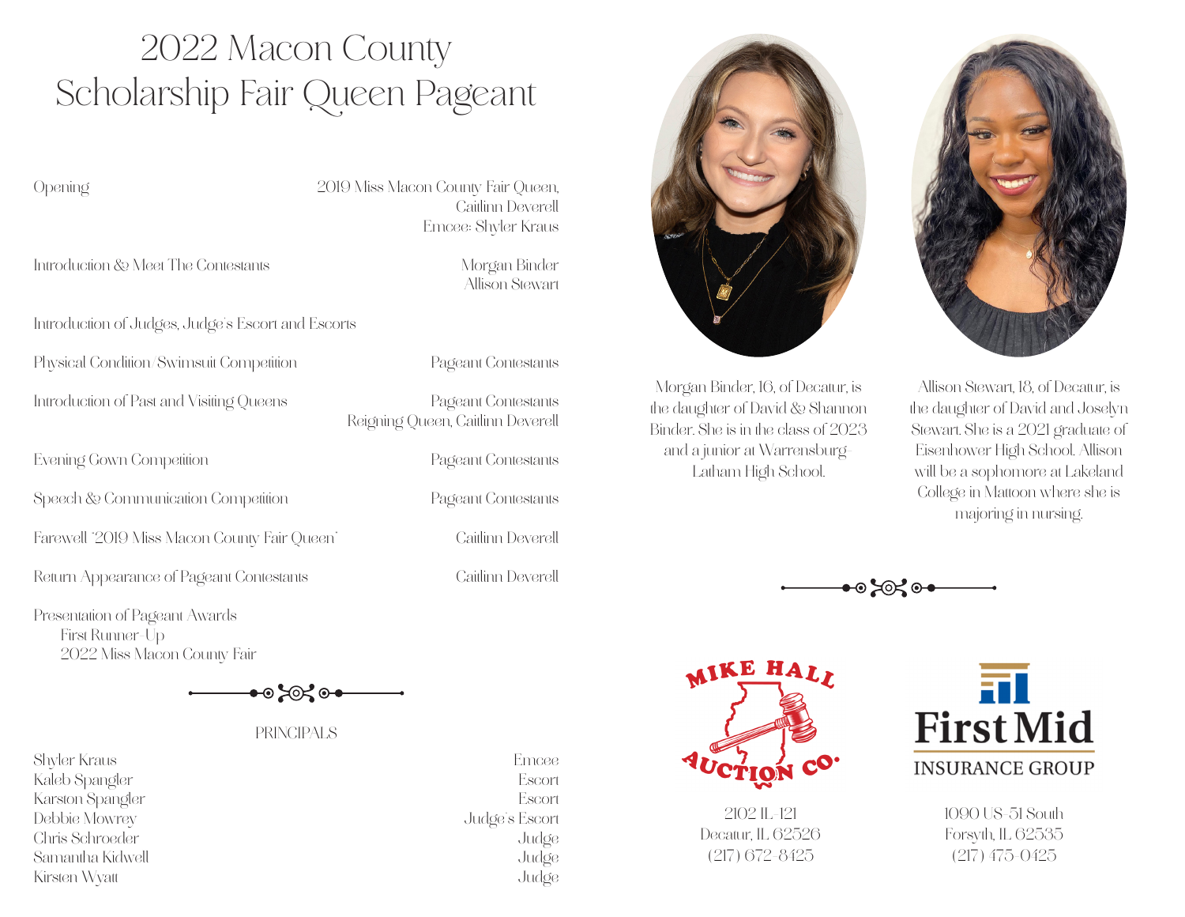# 2022 Macon County Scholarship Fair Queen Pageant

| | |
|---|---|
| Opening | 2019 Miss Macon County Fair Queen, Caitlinn Deverell<br>Emcee: Shyler Kraus |
| Introduction & Meet The Contestants | Morgan Binder<br>Allison Stewart |
| Introduction of Judges, Judge's Escort and Escorts | |
| Physical Condition/Swimsuit Competition | Pageant Contestants |
| Introduction of Past and Visiting Queens | Pageant Contestants<br>Reigning Queen, Caitlinn Deverell |
| Evening Gown Competition | Pageant Contestants |
| Speech & Communication Competition | Pageant Contestants |
| Farewell "2019 Miss Macon County Fair Queen" | Caitlinn Deverell |
| Return Appearance of Pageant Contestants | Caitlinn Deverell |

Presentation of Pageant Awards
- First Runner-Up
- 2022 Miss Macon County Fair

## PRINCIPALS

| | |
|---|---|
| Shyler Kraus | Emcee |
| Kaleb Spangler | Escort |
| Karston Spangler | Escort |
| Debbie Mowrey | Judge's Escort |
| Chris Schroeder | Judge |
| Samantha Kidwell | Judge |
| Kirsten Wyatt | Judge |

Morgan Binder, 16, of Decatur, is the daughter of David & Shannon Binder. She is in the class of 2023 and a junior at Warrensburg-Latham High School.

Allison Stewart, 18, of Decatur, is the daughter of David and Joselyn Stewart. She is a 2021 graduate of Eisenhower High School. Allison will be a sophomore at Lakeland College in Mattoon where she is majoring in nursing.

MIKE HALL AUCTION CO.

2102 IL-121
Decatur, IL 62526
(217) 672-8425

First Mid INSURANCE GROUP

1090 US-51 South
Forsyth, IL 62535
(217) 475-0425